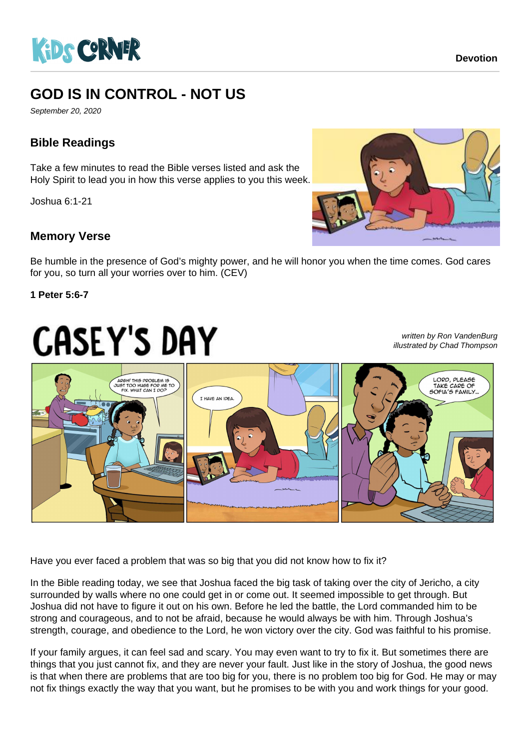Devotion

# GOD IS IN CONTROL - NOT US

*September 20, 2020*

## Bible Readings

Take a few minutes to read the Bible verses listed and ask the Holy Spirit to lead you in how this verse applies to you this week.

Joshua 6:1-21

## Memory Verse

Be humble in the presence of God's mighty power, and he will honor you when the time comes. God cares for you, so turn all your worries over to him. (CEV)

**1 Peter 5:6-7**

# CASEY'S DAY

*written by Ron VandenBurg*
*illustrated by Chad Thompson*

Have you ever faced a problem that was so big that you did not know how to fix it?

In the Bible reading today, we see that Joshua faced the big task of taking over the city of Jericho, a city surrounded by walls where no one could get in or come out. It seemed impossible to get through. But Joshua did not have to figure it out on his own. Before he led the battle, the Lord commanded him to be strong and courageous, and to not be afraid, because he would always be with him. Through Joshua's strength, courage, and obedience to the Lord, he won victory over the city. God was faithful to his promise.

If your family argues, it can feel sad and scary. You may even want to try to fix it. But sometimes there are things that you just cannot fix, and they are never your fault. Just like in the story of Joshua, the good news is that when there are problems that are too big for you, there is no problem too big for God. He may or may not fix things exactly the way that you want, but he promises to be with you and work things for your good.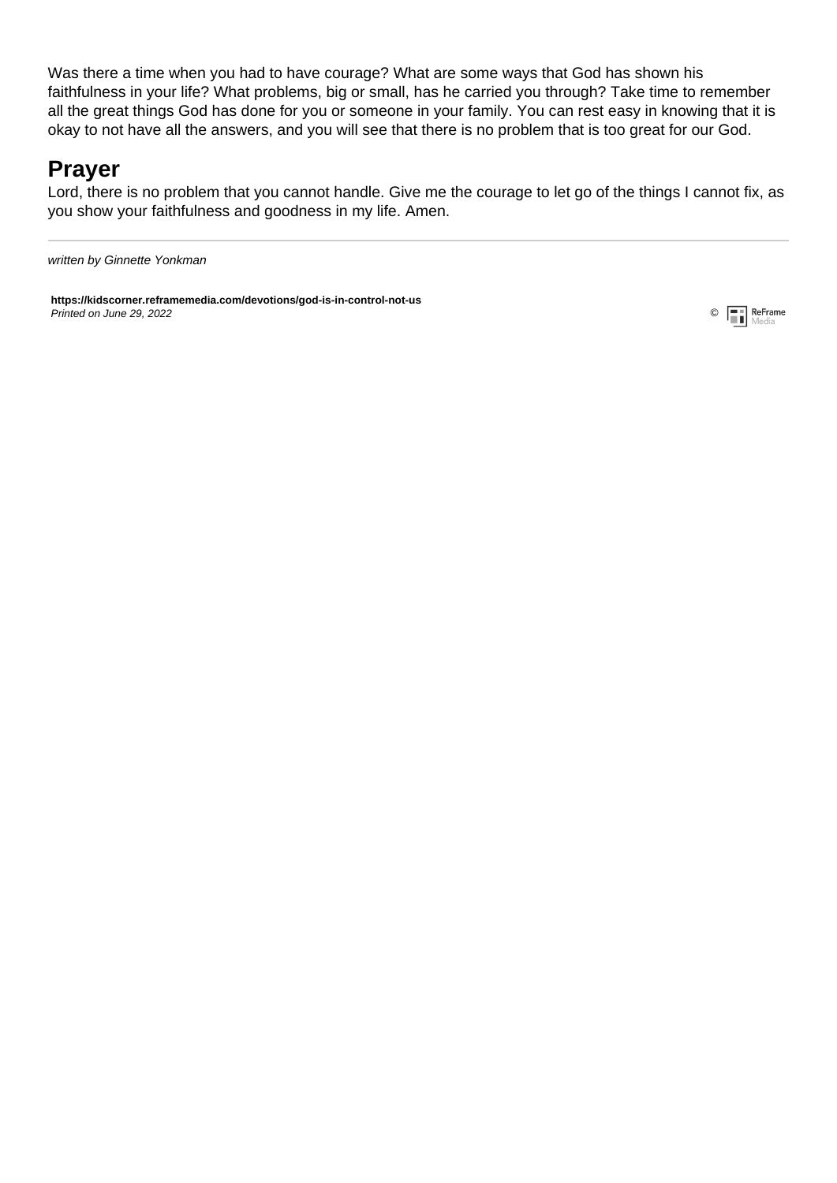Was there a time when you had to have courage? What are some ways that God has shown his faithfulness in your life? What problems, big or small, has he carried you through? Take time to remember all the great things God has done for you or someone in your family. You can rest easy in knowing that it is okay to not have all the answers, and you will see that there is no problem that is too great for our God.

## Prayer

Lord, there is no problem that you cannot handle. Give me the courage to let go of the things I cannot fix, as you show your faithfulness and goodness in my life. Amen.

---

*written by Ginnette Yonkman*

**https://kidscorner.reframemedia.com/devotions/god-is-in-control-not-us**
*Printed on June 29, 2022*

© ReFrame Media